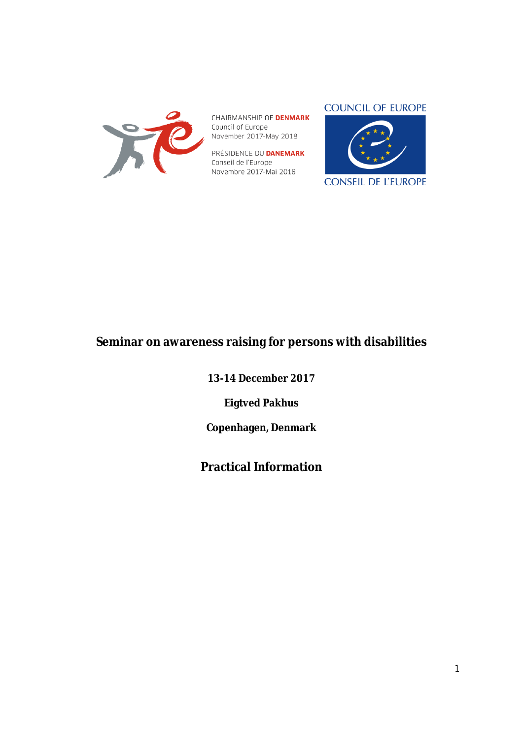CHAIRMANSHIP OF **DENMARK**
Council of Europe
November 2017-May 2018

PRÉSIDENCE DU **DANEMARK**
Conseil de l'Europe
Novembre 2017-Mai 2018

COUNCIL OF EUROPE
CONSEIL DE L'EUROPE

# Seminar on awareness raising for persons with disabilities

**13-14 December 2017**

**Eigtved Pakhus**

**Copenhagen, Denmark**

## Practical Information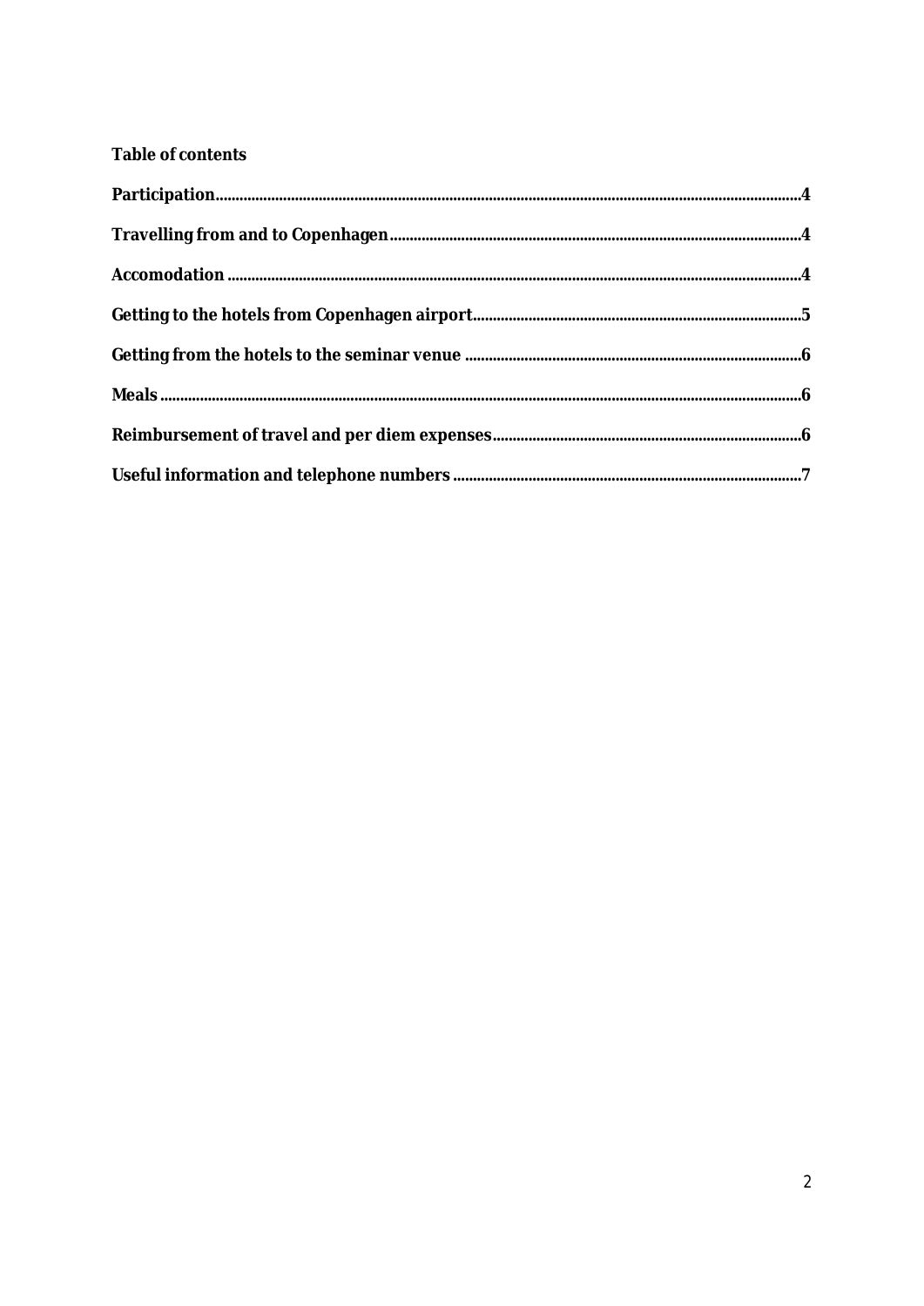**Table of contents**

**Participation**......................................................................................................................................................4

**Travelling from and to Copenhagen**..........................................................................................................4

**Accomodation** ..................................................................................................................................................4

**Getting to the hotels from Copenhagen airport**....................................................................................5

**Getting from the hotels to the seminar venue** .......................................................................................6

**Meals** ...................................................................................................................................................................6

**Reimbursement of travel and per diem expenses**..................................................................................6

**Useful information and telephone numbers** .........................................................................................7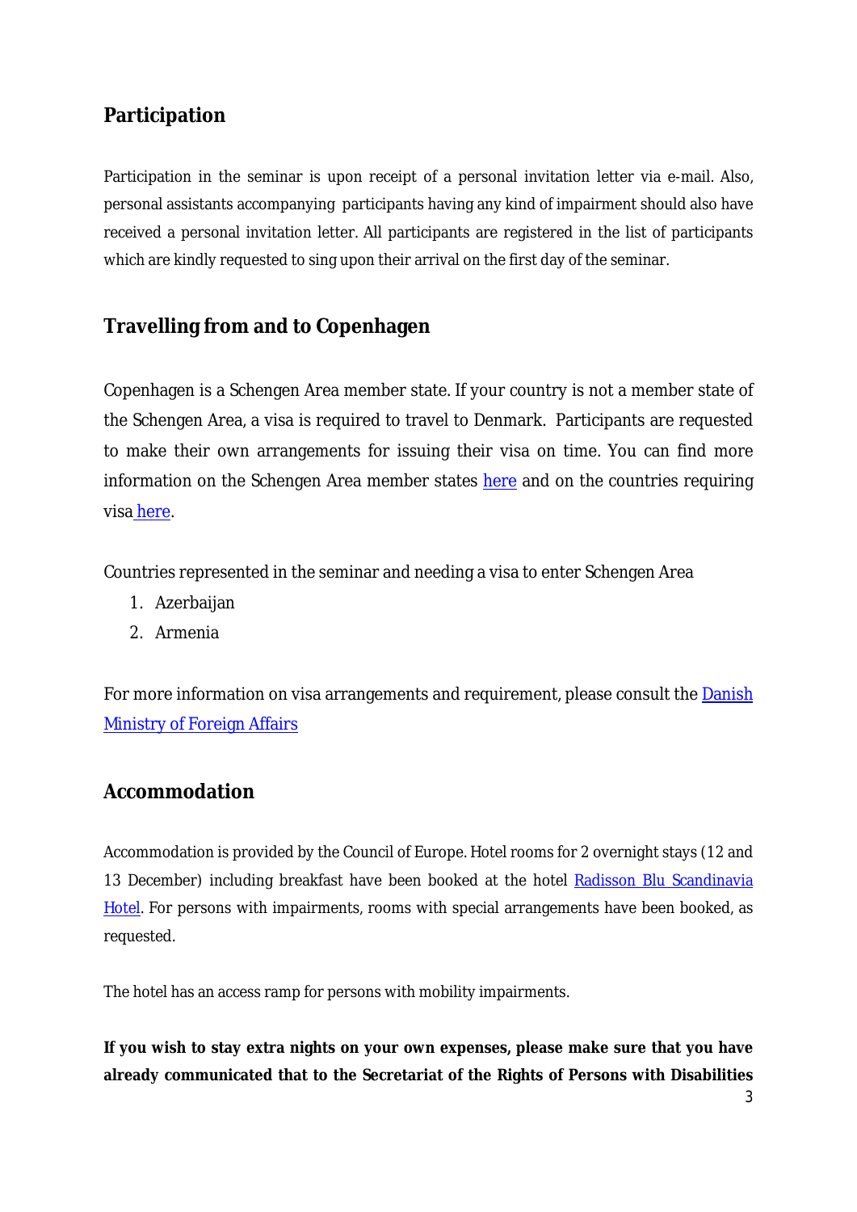## Participation

Participation in the seminar is upon receipt of a personal invitation letter via e-mail. Also, personal assistants accompanying participants having any kind of impairment should also have received a personal invitation letter. All participants are registered in the list of participants which are kindly requested to sing upon their arrival on the first day of the seminar.

## Travelling from and to Copenhagen

Copenhagen is a Schengen Area member state. If your country is not a member state of the Schengen Area, a visa is required to travel to Denmark. Participants are requested to make their own arrangements for issuing their visa on time. You can find more information on the Schengen Area member states here and on the countries requiring visa here.

Countries represented in the seminar and needing a visa to enter Schengen Area

1. Azerbaijan
2. Armenia

For more information on visa arrangements and requirement, please consult the Danish Ministry of Foreign Affairs

## Accommodation

Accommodation is provided by the Council of Europe. Hotel rooms for 2 overnight stays (12 and 13 December) including breakfast have been booked at the hotel Radisson Blu Scandinavia Hotel. For persons with impairments, rooms with special arrangements have been booked, as requested.

The hotel has an access ramp for persons with mobility impairments.

**If you wish to stay extra nights on your own expenses, please make sure that you have already communicated that to the Secretariat of the Rights of Persons with Disabilities**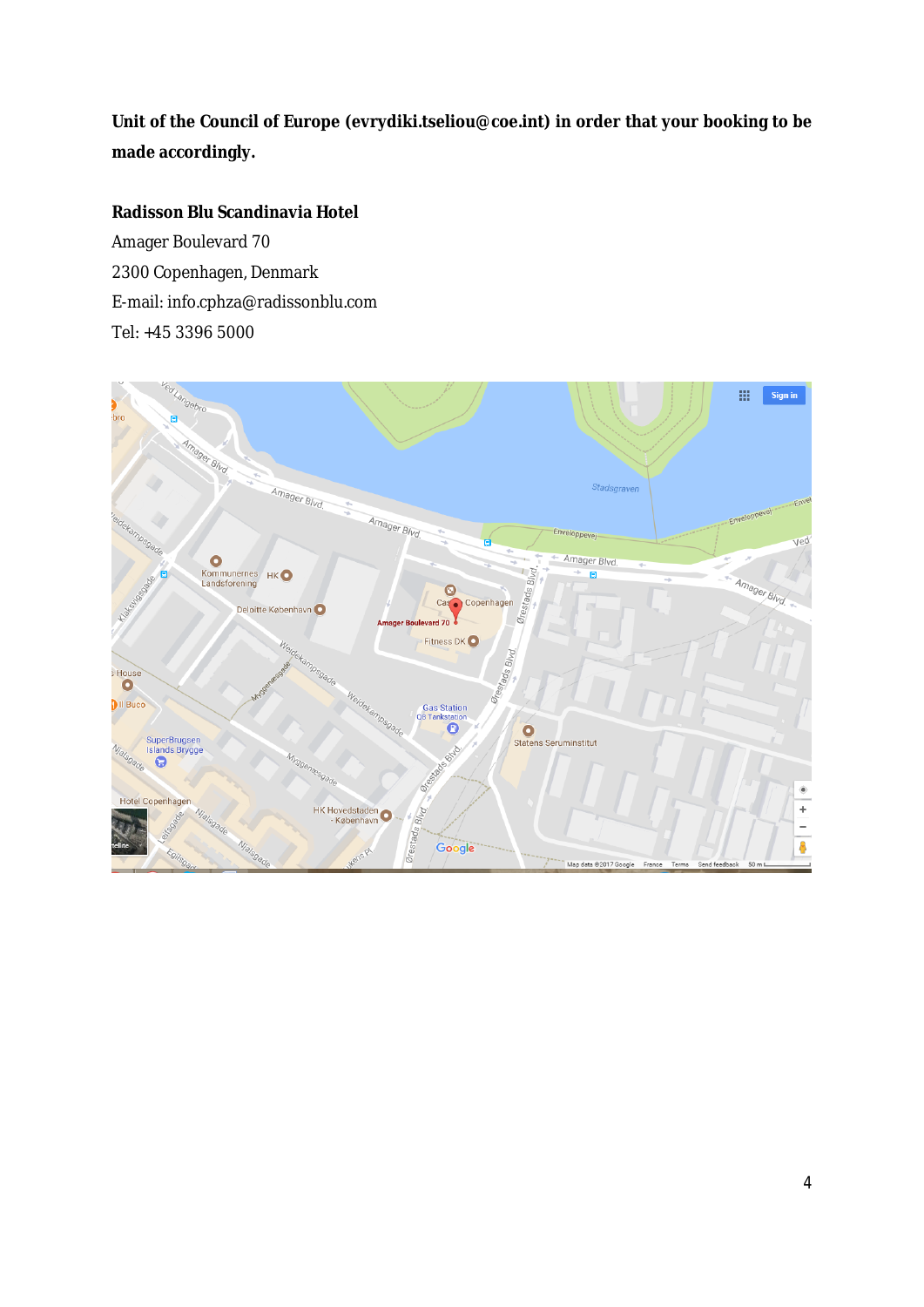**Unit of the Council of Europe (evrydiki.tseliou@coe.int) in order that your booking to be made accordingly.**

**Radisson Blu Scandinavia Hotel**
Amager Boulevard 70
2300 Copenhagen, Denmark
E-mail: info.cphza@radissonblu.com
Tel: +45 3396 5000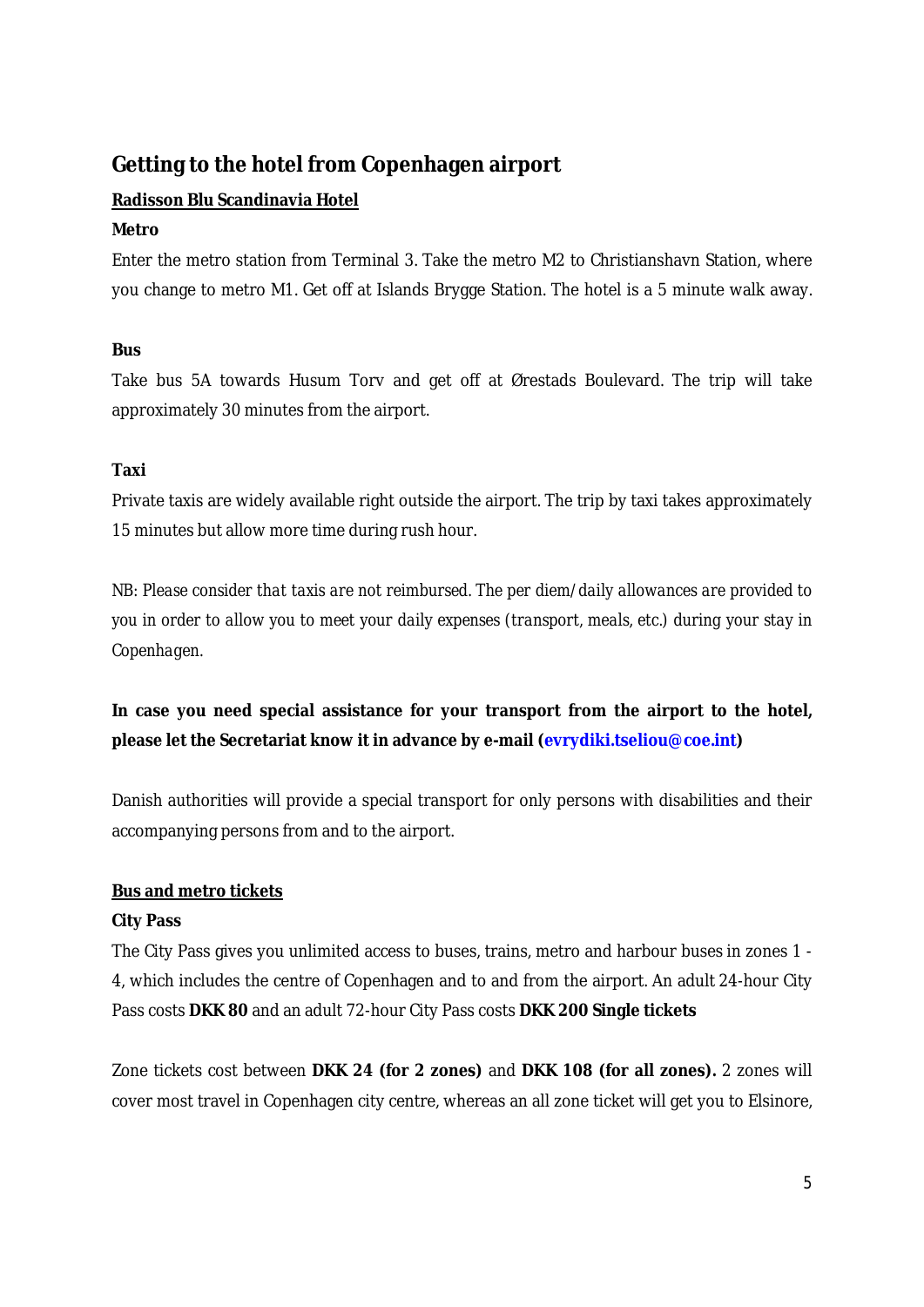## Getting to the hotel from Copenhagen airport

**Radisson Blu Scandinavia Hotel**

**Metro**

Enter the metro station from Terminal 3. Take the metro M2 to Christianshavn Station, where you change to metro M1. Get off at Islands Brygge Station. The hotel is a 5 minute walk away.

**Bus**

Take bus 5A towards Husum Torv and get off at Ørestads Boulevard. The trip will take approximately 30 minutes from the airport.

**Taxi**

Private taxis are widely available right outside the airport. The trip by taxi takes approximately 15 minutes but allow more time during rush hour.

*NB: Please consider that taxis are not reimbursed. The per diem/daily allowances are provided to you in order to allow you to meet your daily expenses (transport, meals, etc.) during your stay in Copenhagen.*

**In case you need special assistance for your transport from the airport to the hotel, please let the Secretariat know it in advance by e-mail (evrydiki.tseliou@coe.int)**

Danish authorities will provide a special transport for only persons with disabilities and their accompanying persons from and to the airport.

**Bus and metro tickets**

**City Pass**

The City Pass gives you unlimited access to buses, trains, metro and harbour buses in zones 1 - 4, which includes the centre of Copenhagen and to and from the airport. An adult 24-hour City Pass costs **DKK 80** and an adult 72-hour City Pass costs **DKK 200** **Single tickets**

Zone tickets cost between **DKK 24 (for 2 zones)** and **DKK 108 (for all zones).** 2 zones will cover most travel in Copenhagen city centre, whereas an all zone ticket will get you to Elsinore,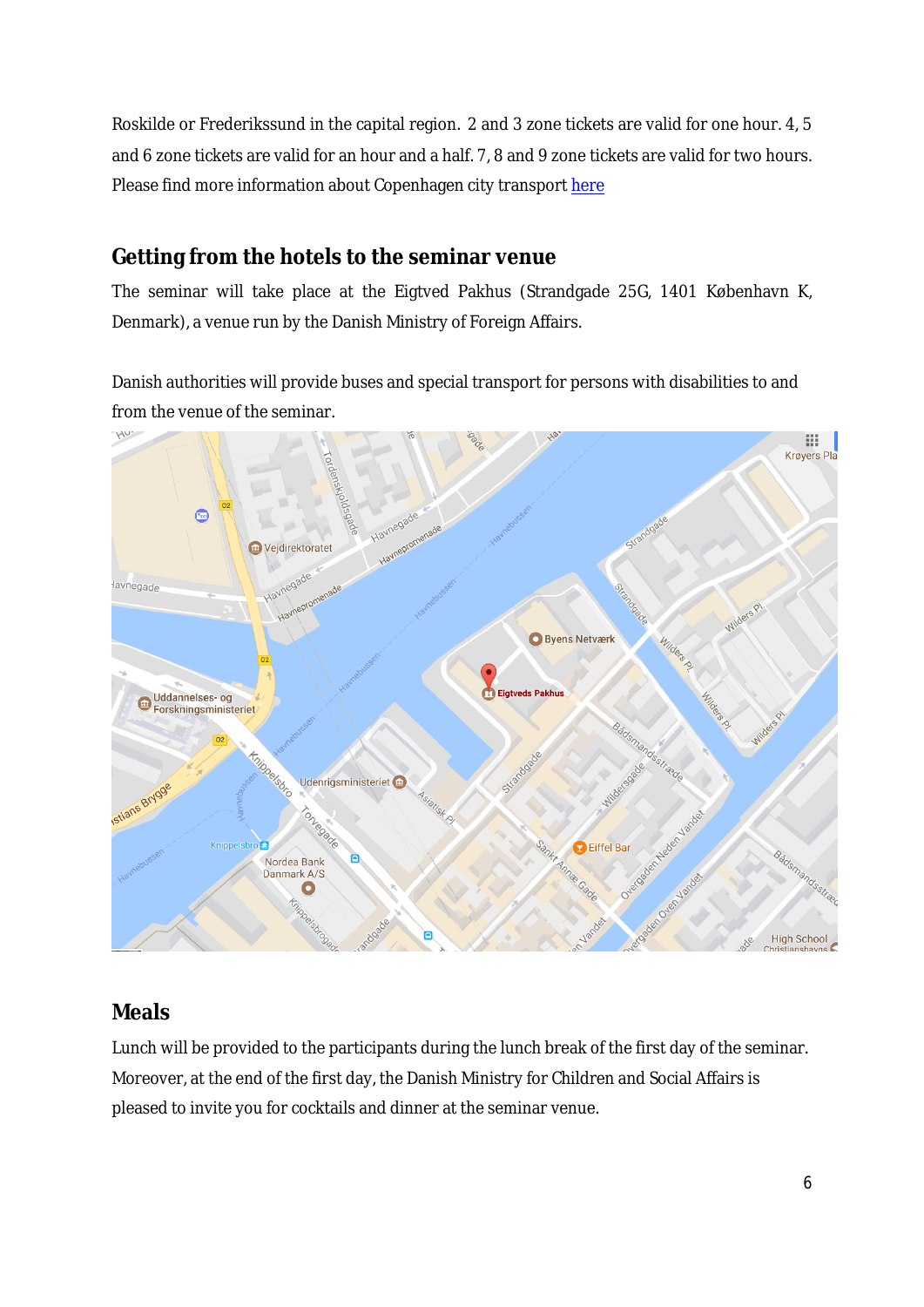Roskilde or Frederikssund in the capital region. 2 and 3 zone tickets are valid for one hour. 4, 5 and 6 zone tickets are valid for an hour and a half. 7, 8 and 9 zone tickets are valid for two hours. Please find more information about Copenhagen city transport here

## Getting from the hotels to the seminar venue

The seminar will take place at the Eigtved Pakhus (Strandgade 25G, 1401 København K, Denmark), a venue run by the Danish Ministry of Foreign Affairs.

Danish authorities will provide buses and special transport for persons with disabilities to and from the venue of the seminar.

## Meals

Lunch will be provided to the participants during the lunch break of the first day of the seminar. Moreover, at the end of the first day, the Danish Ministry for Children and Social Affairs is pleased to invite you for cocktails and dinner at the seminar venue.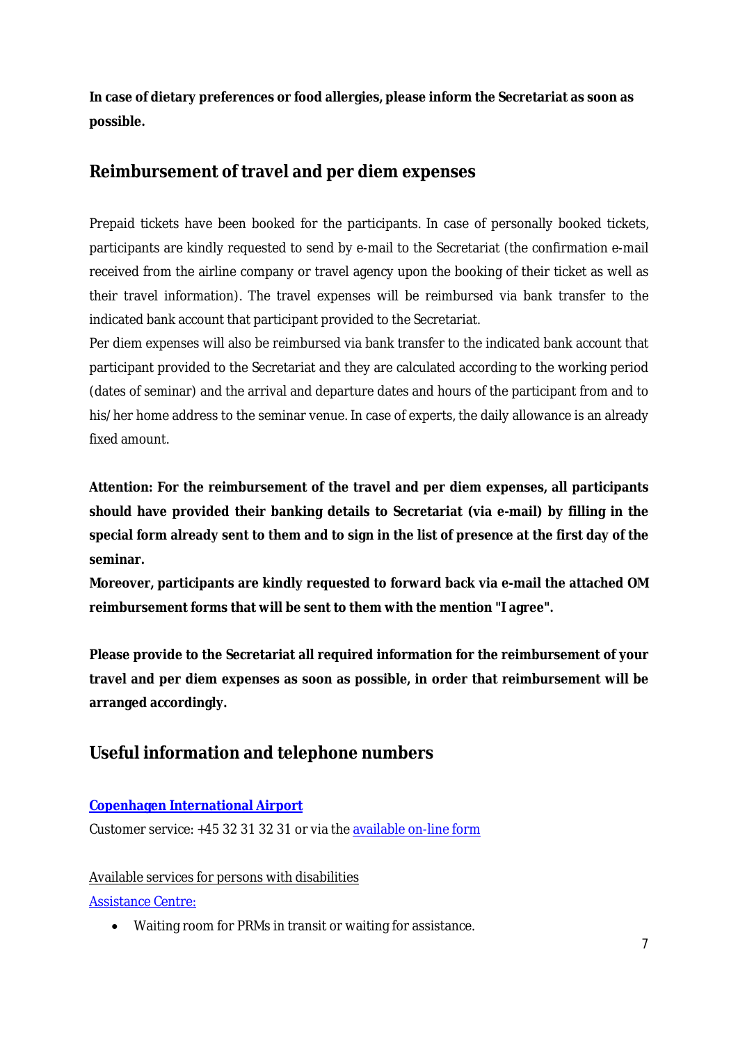**In case of dietary preferences or food allergies, please inform the Secretariat as soon as possible.**

## Reimbursement of travel and per diem expenses

Prepaid tickets have been booked for the participants. In case of personally booked tickets, participants are kindly requested to send by e-mail to the Secretariat (the confirmation e-mail received from the airline company or travel agency upon the booking of their ticket as well as their travel information). The travel expenses will be reimbursed via bank transfer to the indicated bank account that participant provided to the Secretariat.

Per diem expenses will also be reimbursed via bank transfer to the indicated bank account that participant provided to the Secretariat and they are calculated according to the working period (dates of seminar) and the arrival and departure dates and hours of the participant from and to his/her home address to the seminar venue. In case of experts, the daily allowance is an already fixed amount.

**Attention: For the reimbursement of the travel and per diem expenses, all participants should have provided their banking details to Secretariat (via e-mail) by filling in the special form already sent to them and to sign in the list of presence at the first day of the seminar.**

**Moreover, participants are kindly requested to forward back via e-mail the attached OM reimbursement forms that will be sent to them with the mention "I agree".**

**Please provide to the Secretariat all required information for the reimbursement of your travel and per diem expenses as soon as possible, in order that reimbursement will be arranged accordingly.**

## Useful information and telephone numbers

**Copenhagen International Airport**

Customer service: +45 32 31 32 31 or via the available on-line form

Available services for persons with disabilities

Assistance Centre:

- Waiting room for PRMs in transit or waiting for assistance.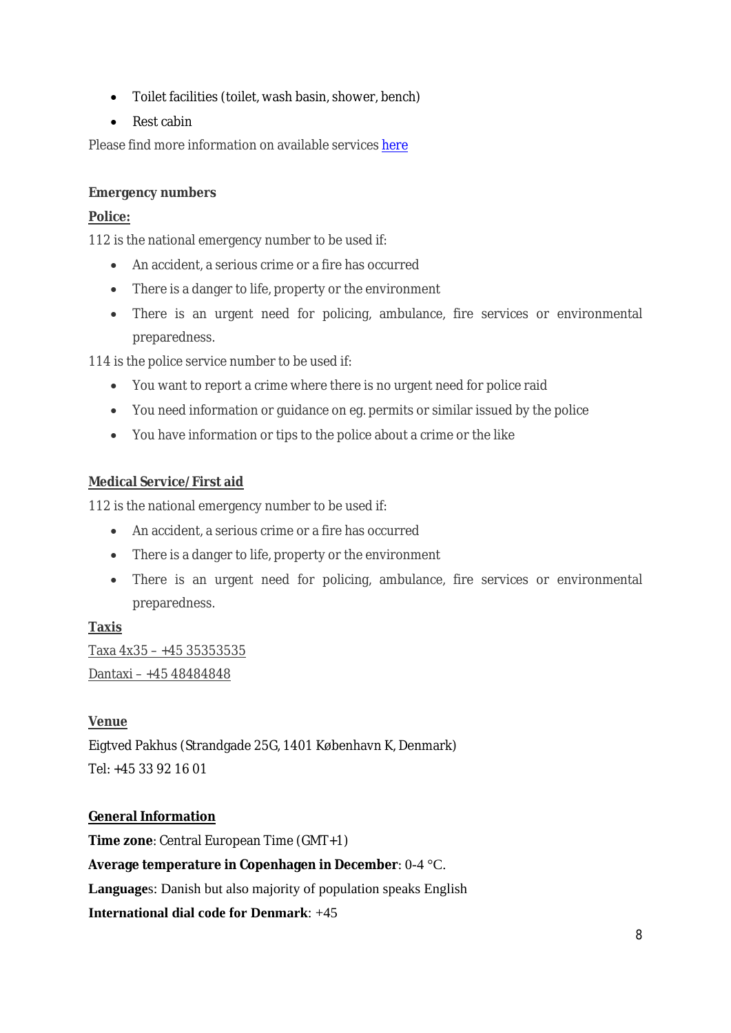- Toilet facilities (toilet, wash basin, shower, bench)
- Rest cabin

Please find more information on available services [here]

**Emergency numbers**

**Police:**

112 is the national emergency number to be used if:

- An accident, a serious crime or a fire has occurred
- There is a danger to life, property or the environment
- There is an urgent need for policing, ambulance, fire services or environmental preparedness.

114 is the police service number to be used if:

- You want to report a crime where there is no urgent need for police raid
- You need information or guidance on eg. permits or similar issued by the police
- You have information or tips to the police about a crime or the like

**Medical Service/ First aid**

112 is the national emergency number to be used if:

- An accident, a serious crime or a fire has occurred
- There is a danger to life, property or the environment
- There is an urgent need for policing, ambulance, fire services or environmental preparedness.

**Taxis**

Taxa 4x35 – +45 35353535

Dantaxi – +45 48484848

**Venue**

Eigtved Pakhus (Strandgade 25G, 1401 København K, Denmark)

Tel: +45 33 92 16 01

**General Information**

**Time zone**: Central European Time (GMT+1)

**Average temperature in Copenhagen in December**: 0-4 °C.

**Languages**: Danish but also majority of population speaks English

**International dial code for Denmark**: +45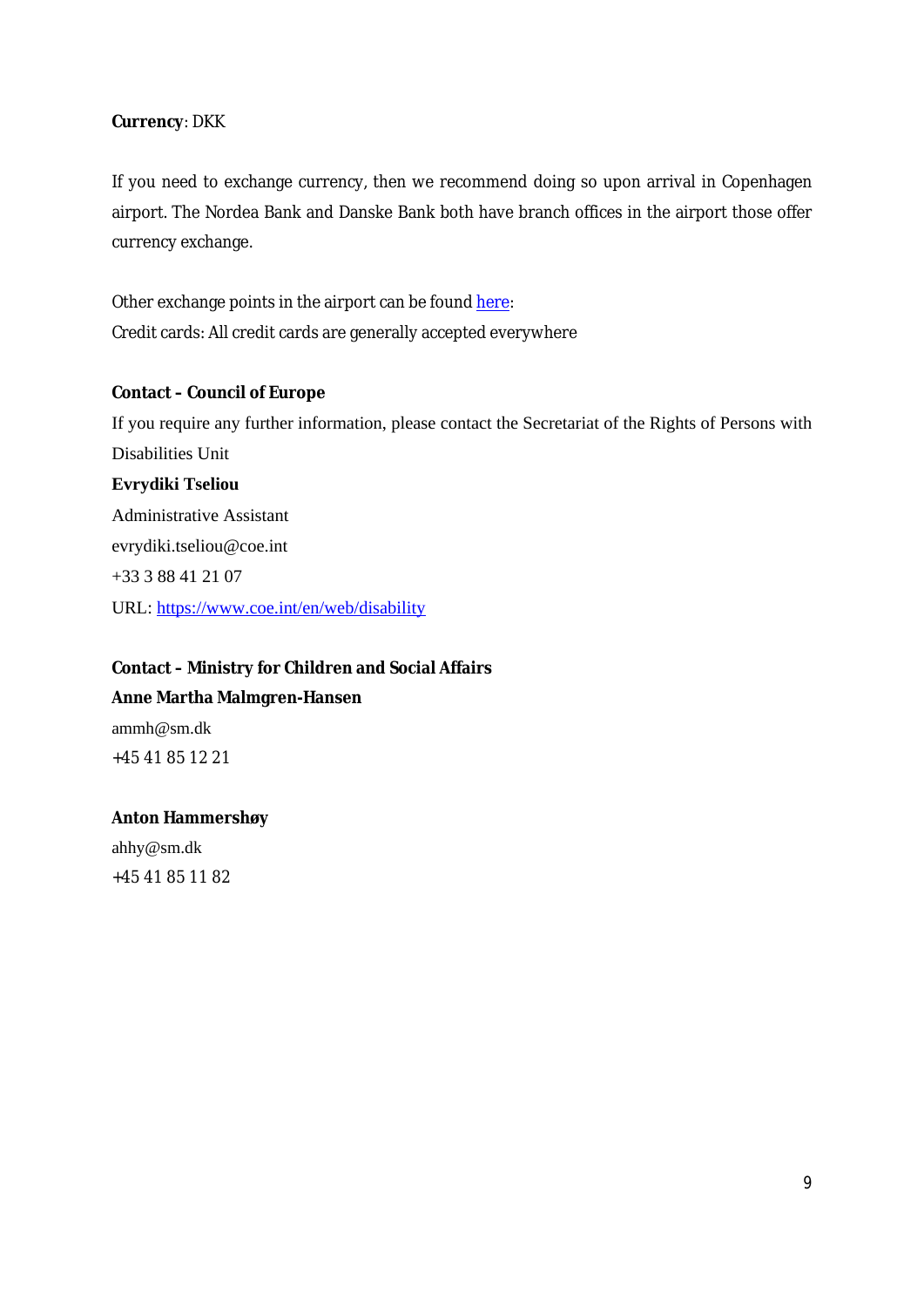**Currency**: DKK

If you need to exchange currency, then we recommend doing so upon arrival in Copenhagen airport. The Nordea Bank and Danske Bank both have branch offices in the airport those offer currency exchange.

Other exchange points in the airport can be found [here](#):
Credit cards: All credit cards are generally accepted everywhere

**Contact – Council of Europe**

If you require any further information, please contact the Secretariat of the Rights of Persons with Disabilities Unit

**Evrydiki Tseliou**
Administrative Assistant
evrydiki.tseliou@coe.int
+33 3 88 41 21 07
URL: [https://www.coe.int/en/web/disability](https://www.coe.int/en/web/disability)

**Contact – Ministry for Children and Social Affairs**

**Anne Martha Malmgren-Hansen**
ammh@sm.dk
+45 41 85 12 21

**Anton Hammershøy**
ahhy@sm.dk
+45 41 85 11 82